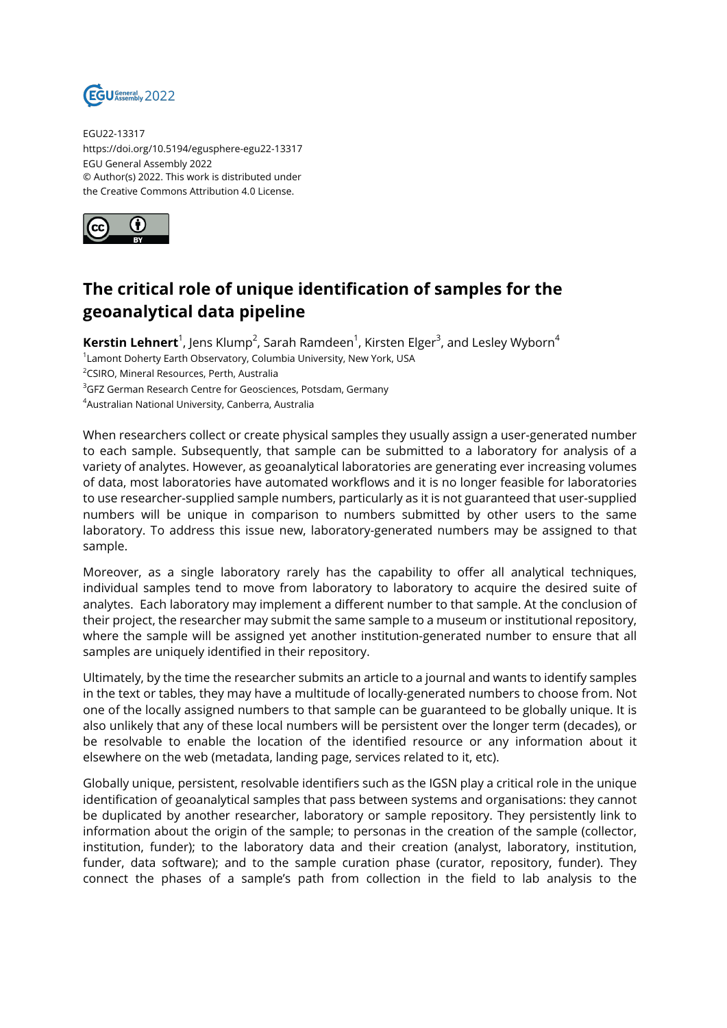EGU22-13317
https://doi.org/10.5194/egusphere-egu22-13317
EGU General Assembly 2022
© Author(s) 2022. This work is distributed under
the Creative Commons Attribution 4.0 License.

# The critical role of unique identification of samples for the geoanalytical data pipeline

**Kerstin Lehnert**[1], Jens Klump[2], Sarah Ramdeen[1], Kirsten Elger[3], and Lesley Wyborn[4]

[1]Lamont Doherty Earth Observatory, Columbia University, New York, USA
[2]CSIRO, Mineral Resources, Perth, Australia
[3]GFZ German Research Centre for Geosciences, Potsdam, Germany
[4]Australian National University, Canberra, Australia

When researchers collect or create physical samples they usually assign a user-generated number to each sample. Subsequently, that sample can be submitted to a laboratory for analysis of a variety of analytes. However, as geoanalytical laboratories are generating ever increasing volumes of data, most laboratories have automated workflows and it is no longer feasible for laboratories to use researcher-supplied sample numbers, particularly as it is not guaranteed that user-supplied numbers will be unique in comparison to numbers submitted by other users to the same laboratory. To address this issue new, laboratory-generated numbers may be assigned to that sample.

Moreover, as a single laboratory rarely has the capability to offer all analytical techniques, individual samples tend to move from laboratory to laboratory to acquire the desired suite of analytes. Each laboratory may implement a different number to that sample. At the conclusion of their project, the researcher may submit the same sample to a museum or institutional repository, where the sample will be assigned yet another institution-generated number to ensure that all samples are uniquely identified in their repository.

Ultimately, by the time the researcher submits an article to a journal and wants to identify samples in the text or tables, they may have a multitude of locally-generated numbers to choose from. Not one of the locally assigned numbers to that sample can be guaranteed to be globally unique. It is also unlikely that any of these local numbers will be persistent over the longer term (decades), or be resolvable to enable the location of the identified resource or any information about it elsewhere on the web (metadata, landing page, services related to it, etc).

Globally unique, persistent, resolvable identifiers such as the IGSN play a critical role in the unique identification of geoanalytical samples that pass between systems and organisations: they cannot be duplicated by another researcher, laboratory or sample repository. They persistently link to information about the origin of the sample; to personas in the creation of the sample (collector, institution, funder); to the laboratory data and their creation (analyst, laboratory, institution, funder, data software); and to the sample curation phase (curator, repository, funder). They connect the phases of a sample's path from collection in the field to lab analysis to the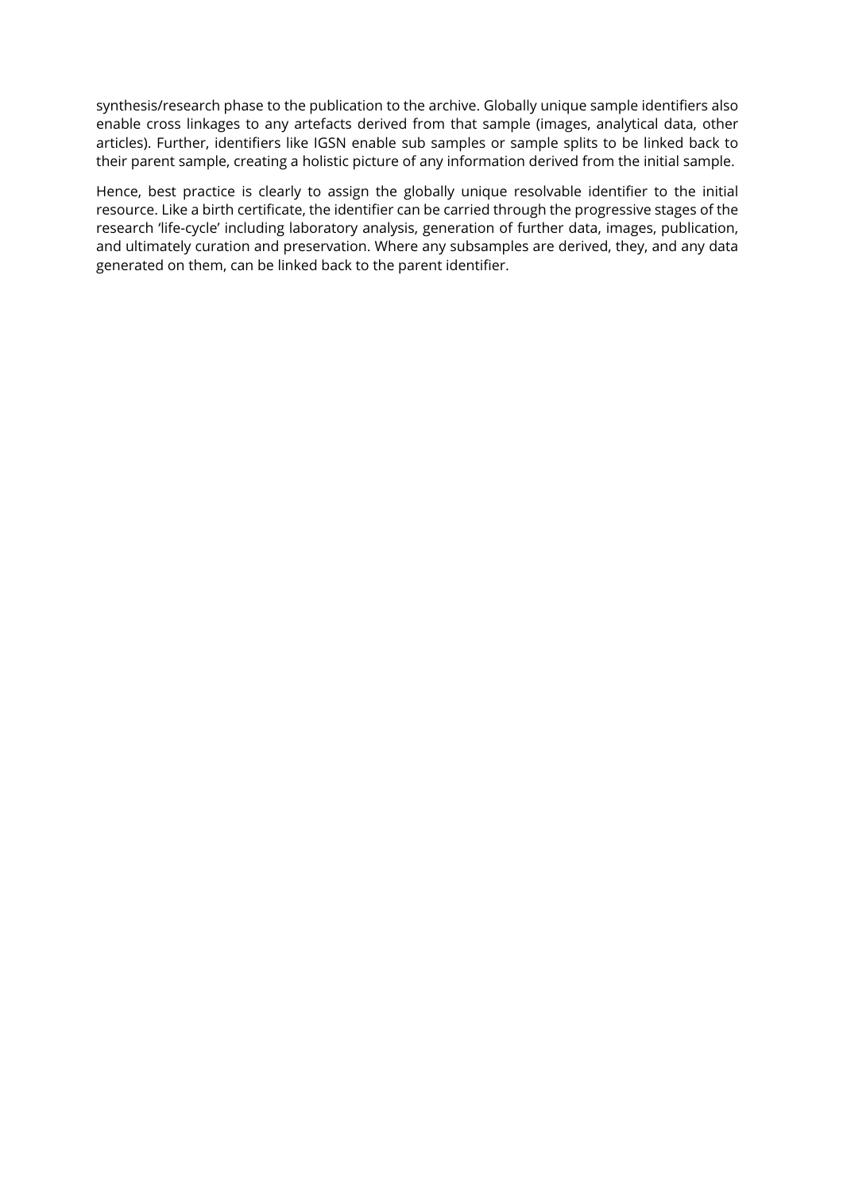synthesis/research phase to the publication to the archive. Globally unique sample identifiers also enable cross linkages to any artefacts derived from that sample (images, analytical data, other articles). Further, identifiers like IGSN enable sub samples or sample splits to be linked back to their parent sample, creating a holistic picture of any information derived from the initial sample.

Hence, best practice is clearly to assign the globally unique resolvable identifier to the initial resource. Like a birth certificate, the identifier can be carried through the progressive stages of the research 'life-cycle' including laboratory analysis, generation of further data, images, publication, and ultimately curation and preservation. Where any subsamples are derived, they, and any data generated on them, can be linked back to the parent identifier.